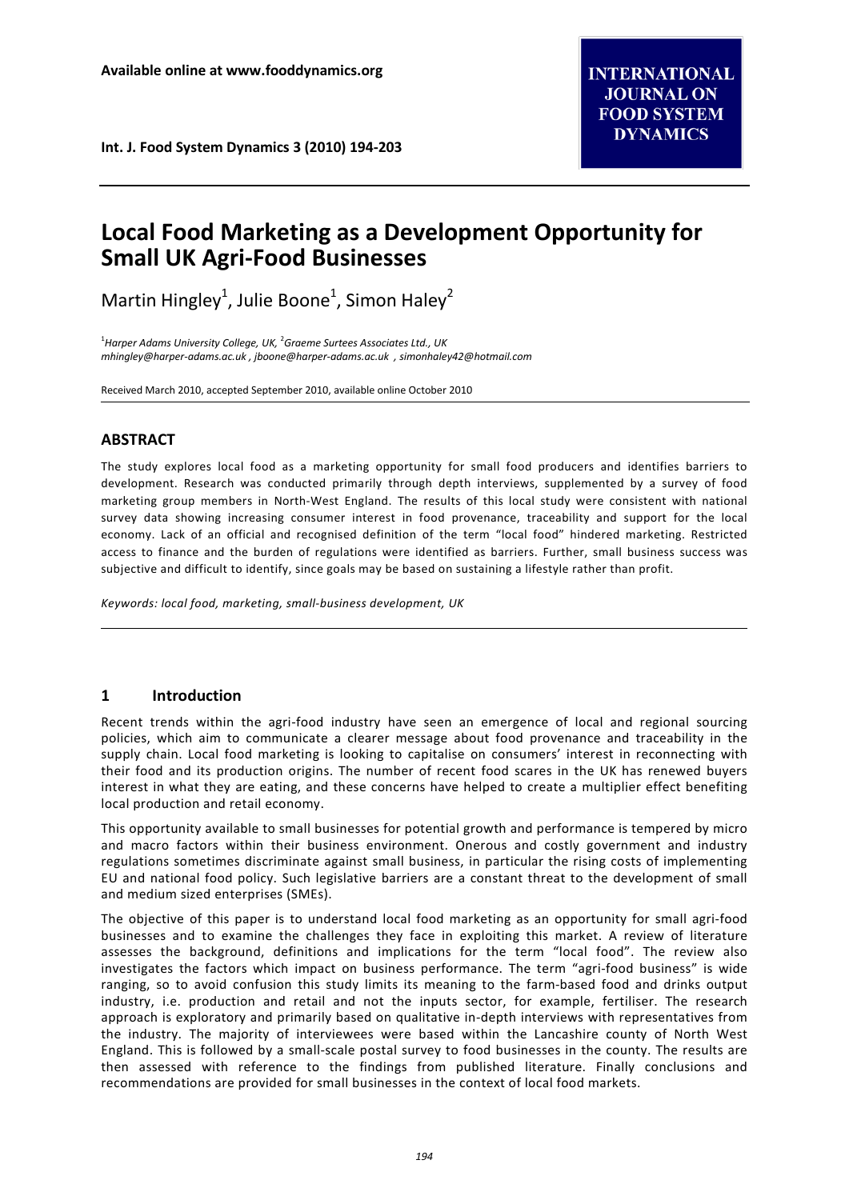# Local Food Marketing as a Development Opportunity for Small UK Agri-Food Businesses

Martin Hingley[1], Julie Boone[1], Simon Haley[2]

[1]*Harper Adams University College, UK,* [2]*Graeme Surtees Associates Ltd., UK*
*mhingley@harper-adams.ac.uk , jboone@harper-adams.ac.uk , simonhaley42@hotmail.com*

Received March 2010, accepted September 2010, available online October 2010

## ABSTRACT

The study explores local food as a marketing opportunity for small food producers and identifies barriers to development. Research was conducted primarily through depth interviews, supplemented by a survey of food marketing group members in North-West England. The results of this local study were consistent with national survey data showing increasing consumer interest in food provenance, traceability and support for the local economy. Lack of an official and recognised definition of the term "local food" hindered marketing. Restricted access to finance and the burden of regulations were identified as barriers. Further, small business success was subjective and difficult to identify, since goals may be based on sustaining a lifestyle rather than profit.

*Keywords: local food, marketing, small-business development, UK*

## 1 Introduction

Recent trends within the agri-food industry have seen an emergence of local and regional sourcing policies, which aim to communicate a clearer message about food provenance and traceability in the supply chain. Local food marketing is looking to capitalise on consumers' interest in reconnecting with their food and its production origins. The number of recent food scares in the UK has renewed buyers interest in what they are eating, and these concerns have helped to create a multiplier effect benefiting local production and retail economy.

This opportunity available to small businesses for potential growth and performance is tempered by micro and macro factors within their business environment. Onerous and costly government and industry regulations sometimes discriminate against small business, in particular the rising costs of implementing EU and national food policy. Such legislative barriers are a constant threat to the development of small and medium sized enterprises (SMEs).

The objective of this paper is to understand local food marketing as an opportunity for small agri-food businesses and to examine the challenges they face in exploiting this market. A review of literature assesses the background, definitions and implications for the term "local food". The review also investigates the factors which impact on business performance. The term "agri-food business" is wide ranging, so to avoid confusion this study limits its meaning to the farm-based food and drinks output industry, i.e. production and retail and not the inputs sector, for example, fertiliser. The research approach is exploratory and primarily based on qualitative in-depth interviews with representatives from the industry. The majority of interviewees were based within the Lancashire county of North West England. This is followed by a small-scale postal survey to food businesses in the county. The results are then assessed with reference to the findings from published literature. Finally conclusions and recommendations are provided for small businesses in the context of local food markets.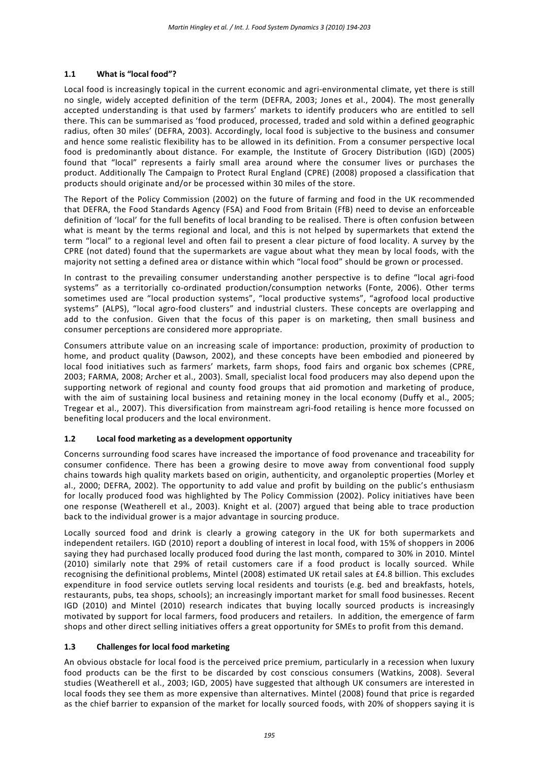### 1.1 What is "local food"?

Local food is increasingly topical in the current economic and agri-environmental climate, yet there is still no single, widely accepted definition of the term (DEFRA, 2003; Jones et al., 2004). The most generally accepted understanding is that used by farmers' markets to identify producers who are entitled to sell there. This can be summarised as 'food produced, processed, traded and sold within a defined geographic radius, often 30 miles' (DEFRA, 2003). Accordingly, local food is subjective to the business and consumer and hence some realistic flexibility has to be allowed in its definition. From a consumer perspective local food is predominantly about distance. For example, the Institute of Grocery Distribution (IGD) (2005) found that "local" represents a fairly small area around where the consumer lives or purchases the product. Additionally The Campaign to Protect Rural England (CPRE) (2008) proposed a classification that products should originate and/or be processed within 30 miles of the store.

The Report of the Policy Commission (2002) on the future of farming and food in the UK recommended that DEFRA, the Food Standards Agency (FSA) and Food from Britain (FfB) need to devise an enforceable definition of 'local' for the full benefits of local branding to be realised. There is often confusion between what is meant by the terms regional and local, and this is not helped by supermarkets that extend the term "local" to a regional level and often fail to present a clear picture of food locality. A survey by the CPRE (not dated) found that the supermarkets are vague about what they mean by local foods, with the majority not setting a defined area or distance within which "local food" should be grown or processed.

In contrast to the prevailing consumer understanding another perspective is to define "local agri-food systems" as a territorially co-ordinated production/consumption networks (Fonte, 2006). Other terms sometimes used are "local production systems", "local productive systems", "agrofood local productive systems" (ALPS), "local agro-food clusters" and industrial clusters. These concepts are overlapping and add to the confusion. Given that the focus of this paper is on marketing, then small business and consumer perceptions are considered more appropriate.

Consumers attribute value on an increasing scale of importance: production, proximity of production to home, and product quality (Dawson, 2002), and these concepts have been embodied and pioneered by local food initiatives such as farmers' markets, farm shops, food fairs and organic box schemes (CPRE, 2003; FARMA, 2008; Archer et al., 2003). Small, specialist local food producers may also depend upon the supporting network of regional and county food groups that aid promotion and marketing of produce, with the aim of sustaining local business and retaining money in the local economy (Duffy et al., 2005; Tregear et al., 2007). This diversification from mainstream agri-food retailing is hence more focussed on benefiting local producers and the local environment.

### 1.2 Local food marketing as a development opportunity

Concerns surrounding food scares have increased the importance of food provenance and traceability for consumer confidence. There has been a growing desire to move away from conventional food supply chains towards high quality markets based on origin, authenticity, and organoleptic properties (Morley et al., 2000; DEFRA, 2002). The opportunity to add value and profit by building on the public's enthusiasm for locally produced food was highlighted by The Policy Commission (2002). Policy initiatives have been one response (Weatherell et al., 2003). Knight et al. (2007) argued that being able to trace production back to the individual grower is a major advantage in sourcing produce.

Locally sourced food and drink is clearly a growing category in the UK for both supermarkets and independent retailers. IGD (2010) report a doubling of interest in local food, with 15% of shoppers in 2006 saying they had purchased locally produced food during the last month, compared to 30% in 2010. Mintel (2010) similarly note that 29% of retail customers care if a food product is locally sourced. While recognising the definitional problems, Mintel (2008) estimated UK retail sales at £4.8 billion. This excludes expenditure in food service outlets serving local residents and tourists (e.g. bed and breakfasts, hotels, restaurants, pubs, tea shops, schools); an increasingly important market for small food businesses. Recent IGD (2010) and Mintel (2010) research indicates that buying locally sourced products is increasingly motivated by support for local farmers, food producers and retailers. In addition, the emergence of farm shops and other direct selling initiatives offers a great opportunity for SMEs to profit from this demand.

### 1.3 Challenges for local food marketing

An obvious obstacle for local food is the perceived price premium, particularly in a recession when luxury food products can be the first to be discarded by cost conscious consumers (Watkins, 2008). Several studies (Weatherell et al., 2003; IGD, 2005) have suggested that although UK consumers are interested in local foods they see them as more expensive than alternatives. Mintel (2008) found that price is regarded as the chief barrier to expansion of the market for locally sourced foods, with 20% of shoppers saying it is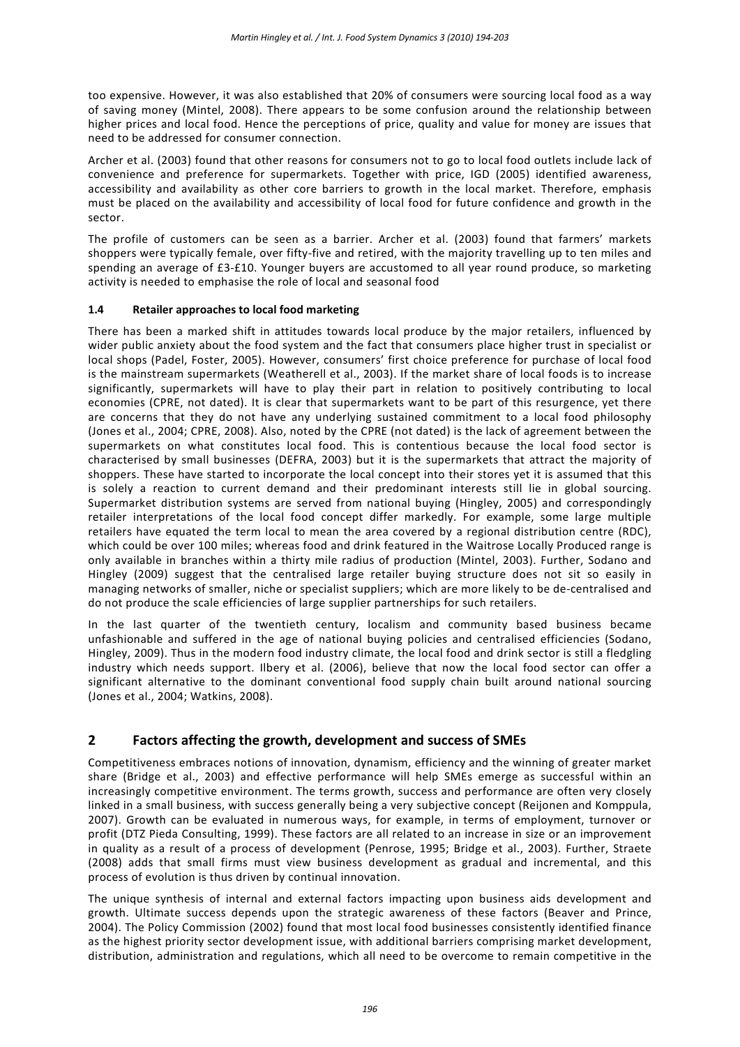too expensive. However, it was also established that 20% of consumers were sourcing local food as a way of saving money (Mintel, 2008). There appears to be some confusion around the relationship between higher prices and local food. Hence the perceptions of price, quality and value for money are issues that need to be addressed for consumer connection.

Archer et al. (2003) found that other reasons for consumers not to go to local food outlets include lack of convenience and preference for supermarkets. Together with price, IGD (2005) identified awareness, accessibility and availability as other core barriers to growth in the local market. Therefore, emphasis must be placed on the availability and accessibility of local food for future confidence and growth in the sector.

The profile of customers can be seen as a barrier. Archer et al. (2003) found that farmers' markets shoppers were typically female, over fifty-five and retired, with the majority travelling up to ten miles and spending an average of £3-£10. Younger buyers are accustomed to all year round produce, so marketing activity is needed to emphasise the role of local and seasonal food

### 1.4 Retailer approaches to local food marketing

There has been a marked shift in attitudes towards local produce by the major retailers, influenced by wider public anxiety about the food system and the fact that consumers place higher trust in specialist or local shops (Padel, Foster, 2005). However, consumers' first choice preference for purchase of local food is the mainstream supermarkets (Weatherell et al., 2003). If the market share of local foods is to increase significantly, supermarkets will have to play their part in relation to positively contributing to local economies (CPRE, not dated). It is clear that supermarkets want to be part of this resurgence, yet there are concerns that they do not have any underlying sustained commitment to a local food philosophy (Jones et al., 2004; CPRE, 2008). Also, noted by the CPRE (not dated) is the lack of agreement between the supermarkets on what constitutes local food. This is contentious because the local food sector is characterised by small businesses (DEFRA, 2003) but it is the supermarkets that attract the majority of shoppers. These have started to incorporate the local concept into their stores yet it is assumed that this is solely a reaction to current demand and their predominant interests still lie in global sourcing. Supermarket distribution systems are served from national buying (Hingley, 2005) and correspondingly retailer interpretations of the local food concept differ markedly. For example, some large multiple retailers have equated the term local to mean the area covered by a regional distribution centre (RDC), which could be over 100 miles; whereas food and drink featured in the Waitrose Locally Produced range is only available in branches within a thirty mile radius of production (Mintel, 2003). Further, Sodano and Hingley (2009) suggest that the centralised large retailer buying structure does not sit so easily in managing networks of smaller, niche or specialist suppliers; which are more likely to be de-centralised and do not produce the scale efficiencies of large supplier partnerships for such retailers.

In the last quarter of the twentieth century, localism and community based business became unfashionable and suffered in the age of national buying policies and centralised efficiencies (Sodano, Hingley, 2009). Thus in the modern food industry climate, the local food and drink sector is still a fledgling industry which needs support. Ilbery et al. (2006), believe that now the local food sector can offer a significant alternative to the dominant conventional food supply chain built around national sourcing (Jones et al., 2004; Watkins, 2008).

## 2 Factors affecting the growth, development and success of SMEs

Competitiveness embraces notions of innovation, dynamism, efficiency and the winning of greater market share (Bridge et al., 2003) and effective performance will help SMEs emerge as successful within an increasingly competitive environment. The terms growth, success and performance are often very closely linked in a small business, with success generally being a very subjective concept (Reijonen and Komppula, 2007). Growth can be evaluated in numerous ways, for example, in terms of employment, turnover or profit (DTZ Pieda Consulting, 1999). These factors are all related to an increase in size or an improvement in quality as a result of a process of development (Penrose, 1995; Bridge et al., 2003). Further, Straete (2008) adds that small firms must view business development as gradual and incremental, and this process of evolution is thus driven by continual innovation.

The unique synthesis of internal and external factors impacting upon business aids development and growth. Ultimate success depends upon the strategic awareness of these factors (Beaver and Prince, 2004). The Policy Commission (2002) found that most local food businesses consistently identified finance as the highest priority sector development issue, with additional barriers comprising market development, distribution, administration and regulations, which all need to be overcome to remain competitive in the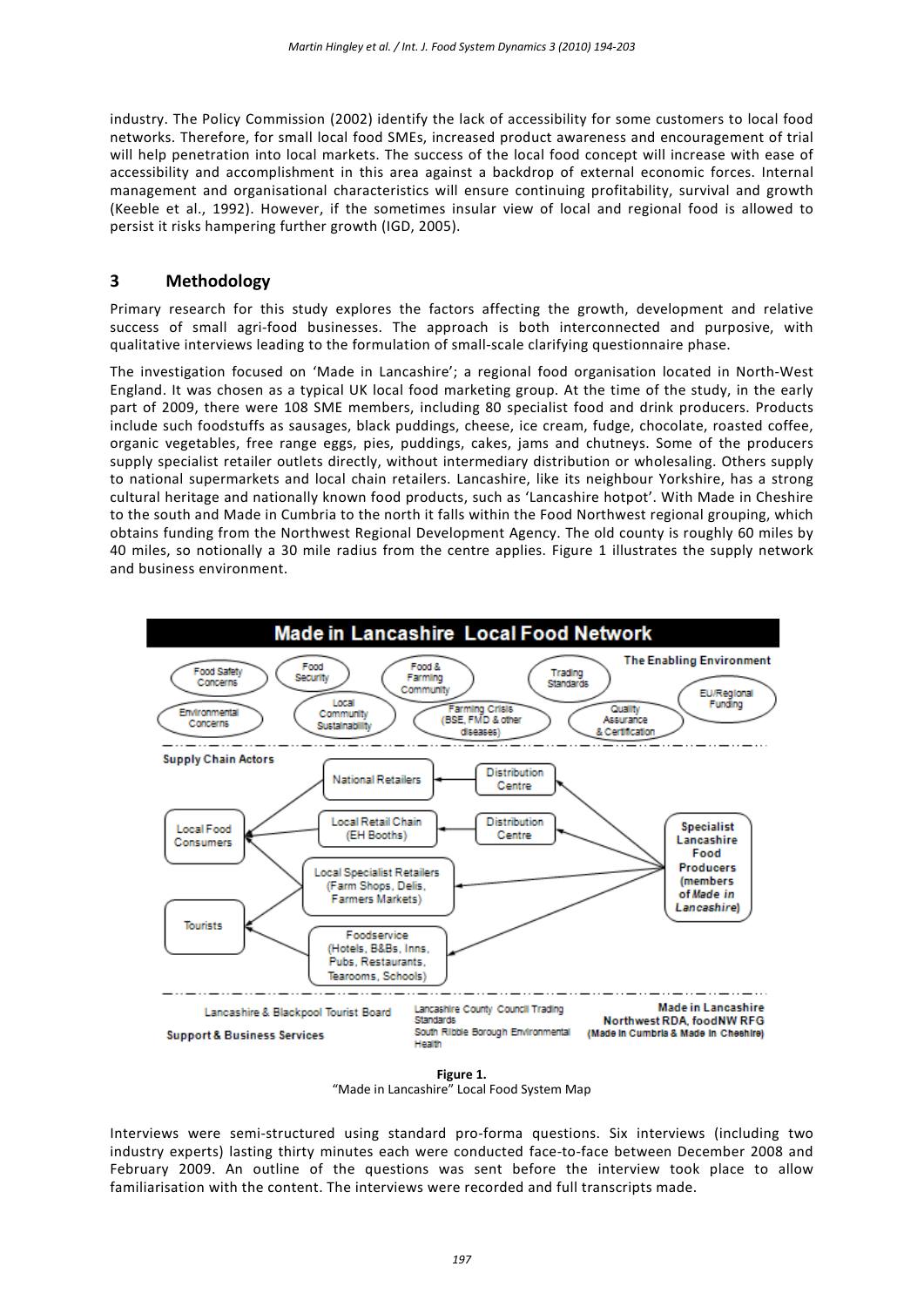industry. The Policy Commission (2002) identify the lack of accessibility for some customers to local food networks. Therefore, for small local food SMEs, increased product awareness and encouragement of trial will help penetration into local markets. The success of the local food concept will increase with ease of accessibility and accomplishment in this area against a backdrop of external economic forces. Internal management and organisational characteristics will ensure continuing profitability, survival and growth (Keeble et al., 1992). However, if the sometimes insular view of local and regional food is allowed to persist it risks hampering further growth (IGD, 2005).

## 3 Methodology

Primary research for this study explores the factors affecting the growth, development and relative success of small agri-food businesses. The approach is both interconnected and purposive, with qualitative interviews leading to the formulation of small-scale clarifying questionnaire phase.

The investigation focused on 'Made in Lancashire'; a regional food organisation located in North-West England. It was chosen as a typical UK local food marketing group. At the time of the study, in the early part of 2009, there were 108 SME members, including 80 specialist food and drink producers. Products include such foodstuffs as sausages, black puddings, cheese, ice cream, fudge, chocolate, roasted coffee, organic vegetables, free range eggs, pies, puddings, cakes, jams and chutneys. Some of the producers supply specialist retailer outlets directly, without intermediary distribution or wholesaling. Others supply to national supermarkets and local chain retailers. Lancashire, like its neighbour Yorkshire, has a strong cultural heritage and nationally known food products, such as 'Lancashire hotpot'. With Made in Cheshire to the south and Made in Cumbria to the north it falls within the Food Northwest regional grouping, which obtains funding from the Northwest Regional Development Agency. The old county is roughly 60 miles by 40 miles, so notionally a 30 mile radius from the centre applies. Figure 1 illustrates the supply network and business environment.

**Made in Lancashire Local Food Network**

The Enabling Environment: Food Safety Concerns; Food Security; Food & Farming Community; Trading Standards; EU/Regional Funding; Environmental Concerns; Local Community Sustainability; Farming Crisis (BSE, FMD & other diseases); Quality Assurance & Certification

Supply Chain Actors: National Retailers; Distribution Centre; Local Retail Chain (EH Booths); Distribution Centre; Local Food Consumers; Local Specialist Retailers (Farm Shops, Delis, Farmers Markets); Tourists; Foodservice (Hotels, B&Bs, Inns, Pubs, Restaurants, Tearooms, Schools); Specialist Lancashire Food Producers (members of *Made in Lancashire*)

Support & Business Services: Lancashire & Blackpool Tourist Board; Lancashire County Council Trading Standards; South Ribble Borough Environmental Health; Made in Lancashire, Northwest RDA, foodNW RFG (Made in Cumbria & Made in Cheshire)

**Figure 1.**
"Made in Lancashire" Local Food System Map

Interviews were semi-structured using standard pro-forma questions. Six interviews (including two industry experts) lasting thirty minutes each were conducted face-to-face between December 2008 and February 2009. An outline of the questions was sent before the interview took place to allow familiarisation with the content. The interviews were recorded and full transcripts made.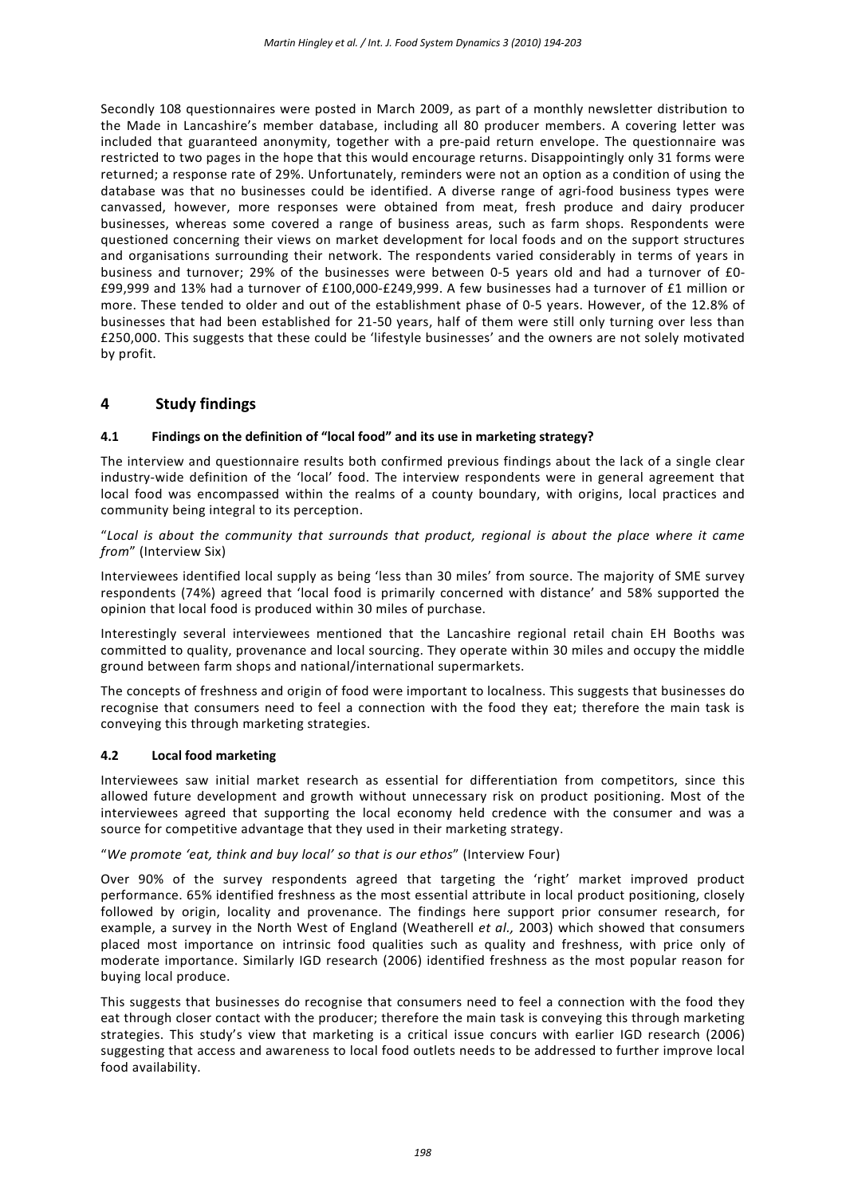Secondly 108 questionnaires were posted in March 2009, as part of a monthly newsletter distribution to the Made in Lancashire's member database, including all 80 producer members. A covering letter was included that guaranteed anonymity, together with a pre-paid return envelope. The questionnaire was restricted to two pages in the hope that this would encourage returns. Disappointingly only 31 forms were returned; a response rate of 29%. Unfortunately, reminders were not an option as a condition of using the database was that no businesses could be identified. A diverse range of agri-food business types were canvassed, however, more responses were obtained from meat, fresh produce and dairy producer businesses, whereas some covered a range of business areas, such as farm shops. Respondents were questioned concerning their views on market development for local foods and on the support structures and organisations surrounding their network. The respondents varied considerably in terms of years in business and turnover; 29% of the businesses were between 0-5 years old and had a turnover of £0-£99,999 and 13% had a turnover of £100,000-£249,999. A few businesses had a turnover of £1 million or more. These tended to older and out of the establishment phase of 0-5 years. However, of the 12.8% of businesses that had been established for 21-50 years, half of them were still only turning over less than £250,000. This suggests that these could be 'lifestyle businesses' and the owners are not solely motivated by profit.

## 4 Study findings

### 4.1 Findings on the definition of "local food" and its use in marketing strategy?

The interview and questionnaire results both confirmed previous findings about the lack of a single clear industry-wide definition of the 'local' food. The interview respondents were in general agreement that local food was encompassed within the realms of a county boundary, with origins, local practices and community being integral to its perception.

"*Local is about the community that surrounds that product, regional is about the place where it came from*" (Interview Six)

Interviewees identified local supply as being 'less than 30 miles' from source. The majority of SME survey respondents (74%) agreed that 'local food is primarily concerned with distance' and 58% supported the opinion that local food is produced within 30 miles of purchase.

Interestingly several interviewees mentioned that the Lancashire regional retail chain EH Booths was committed to quality, provenance and local sourcing. They operate within 30 miles and occupy the middle ground between farm shops and national/international supermarkets.

The concepts of freshness and origin of food were important to localness. This suggests that businesses do recognise that consumers need to feel a connection with the food they eat; therefore the main task is conveying this through marketing strategies.

### 4.2 Local food marketing

Interviewees saw initial market research as essential for differentiation from competitors, since this allowed future development and growth without unnecessary risk on product positioning. Most of the interviewees agreed that supporting the local economy held credence with the consumer and was a source for competitive advantage that they used in their marketing strategy.

"*We promote 'eat, think and buy local' so that is our ethos*" (Interview Four)

Over 90% of the survey respondents agreed that targeting the 'right' market improved product performance. 65% identified freshness as the most essential attribute in local product positioning, closely followed by origin, locality and provenance. The findings here support prior consumer research, for example, a survey in the North West of England (Weatherell *et al.,* 2003) which showed that consumers placed most importance on intrinsic food qualities such as quality and freshness, with price only of moderate importance. Similarly IGD research (2006) identified freshness as the most popular reason for buying local produce.

This suggests that businesses do recognise that consumers need to feel a connection with the food they eat through closer contact with the producer; therefore the main task is conveying this through marketing strategies. This study's view that marketing is a critical issue concurs with earlier IGD research (2006) suggesting that access and awareness to local food outlets needs to be addressed to further improve local food availability.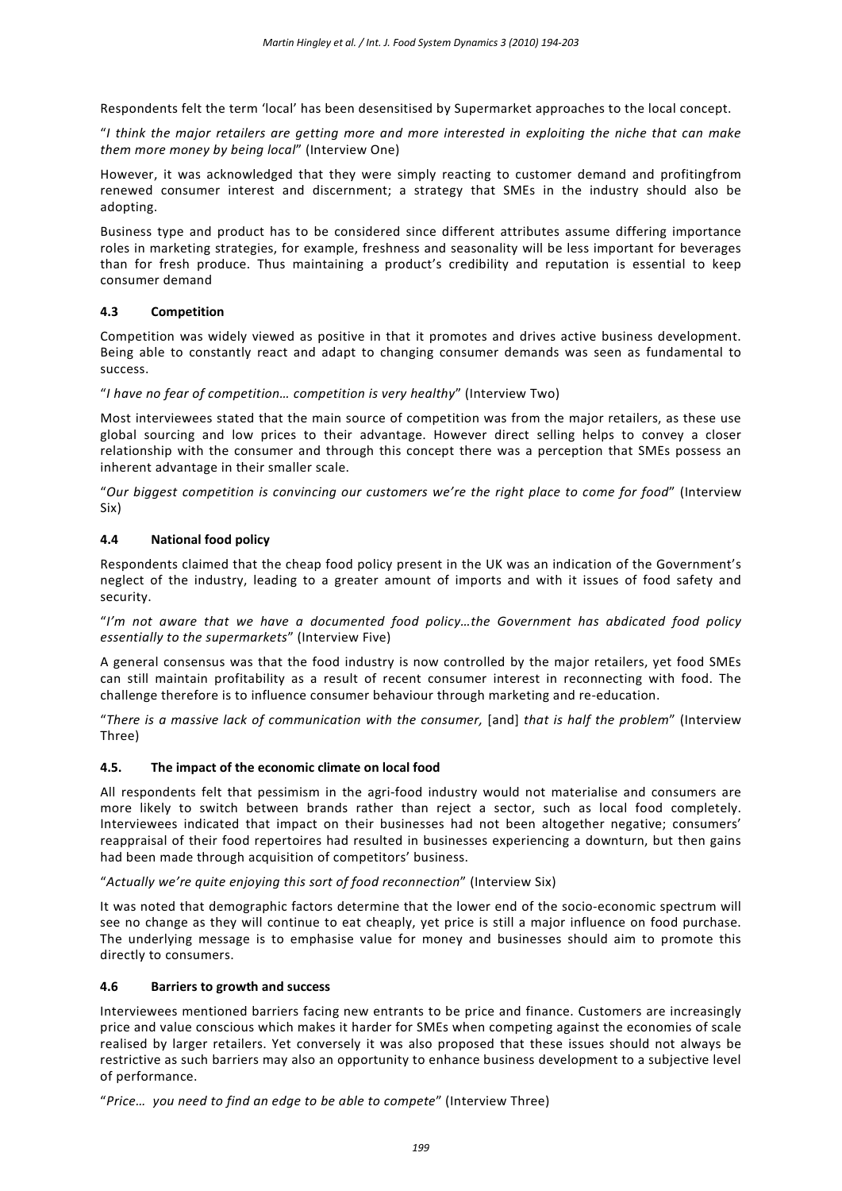Respondents felt the term 'local' has been desensitised by Supermarket approaches to the local concept.

"*I think the major retailers are getting more and more interested in exploiting the niche that can make them more money by being local*" (Interview One)

However, it was acknowledged that they were simply reacting to customer demand and profitingfrom renewed consumer interest and discernment; a strategy that SMEs in the industry should also be adopting.

Business type and product has to be considered since different attributes assume differing importance roles in marketing strategies, for example, freshness and seasonality will be less important for beverages than for fresh produce. Thus maintaining a product's credibility and reputation is essential to keep consumer demand

### 4.3 Competition

Competition was widely viewed as positive in that it promotes and drives active business development. Being able to constantly react and adapt to changing consumer demands was seen as fundamental to success.

"*I have no fear of competition… competition is very healthy*" (Interview Two)

Most interviewees stated that the main source of competition was from the major retailers, as these use global sourcing and low prices to their advantage. However direct selling helps to convey a closer relationship with the consumer and through this concept there was a perception that SMEs possess an inherent advantage in their smaller scale.

"*Our biggest competition is convincing our customers we're the right place to come for food*" (Interview Six)

### 4.4 National food policy

Respondents claimed that the cheap food policy present in the UK was an indication of the Government's neglect of the industry, leading to a greater amount of imports and with it issues of food safety and security.

"*I'm not aware that we have a documented food policy…the Government has abdicated food policy essentially to the supermarkets*" (Interview Five)

A general consensus was that the food industry is now controlled by the major retailers, yet food SMEs can still maintain profitability as a result of recent consumer interest in reconnecting with food. The challenge therefore is to influence consumer behaviour through marketing and re-education.

"*There is a massive lack of communication with the consumer,* [and] *that is half the problem*" (Interview Three)

### 4.5. The impact of the economic climate on local food

All respondents felt that pessimism in the agri-food industry would not materialise and consumers are more likely to switch between brands rather than reject a sector, such as local food completely. Interviewees indicated that impact on their businesses had not been altogether negative; consumers' reappraisal of their food repertoires had resulted in businesses experiencing a downturn, but then gains had been made through acquisition of competitors' business.

"*Actually we're quite enjoying this sort of food reconnection*" (Interview Six)

It was noted that demographic factors determine that the lower end of the socio-economic spectrum will see no change as they will continue to eat cheaply, yet price is still a major influence on food purchase. The underlying message is to emphasise value for money and businesses should aim to promote this directly to consumers.

### 4.6 Barriers to growth and success

Interviewees mentioned barriers facing new entrants to be price and finance. Customers are increasingly price and value conscious which makes it harder for SMEs when competing against the economies of scale realised by larger retailers. Yet conversely it was also proposed that these issues should not always be restrictive as such barriers may also an opportunity to enhance business development to a subjective level of performance.

"*Price… you need to find an edge to be able to compete*" (Interview Three)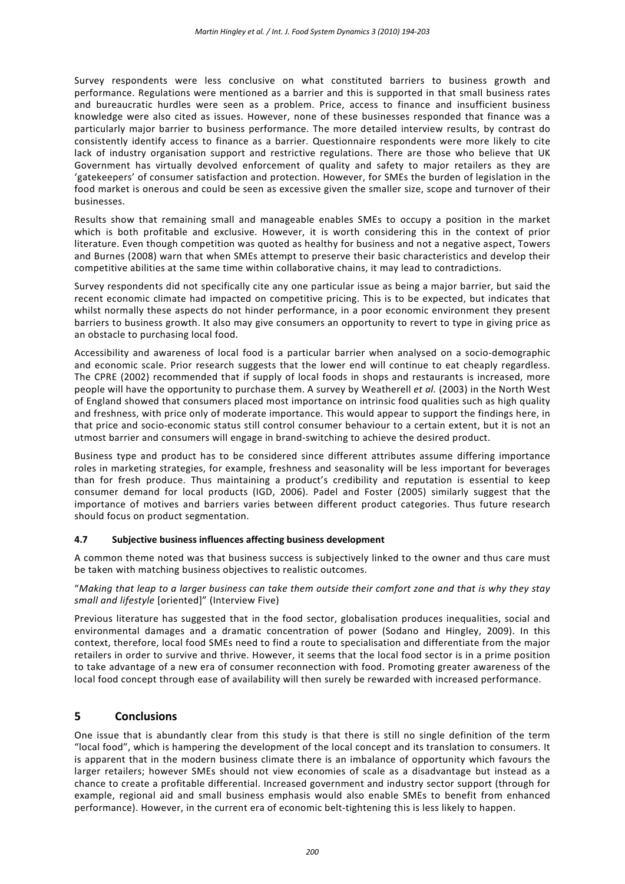Survey respondents were less conclusive on what constituted barriers to business growth and performance. Regulations were mentioned as a barrier and this is supported in that small business rates and bureaucratic hurdles were seen as a problem. Price, access to finance and insufficient business knowledge were also cited as issues. However, none of these businesses responded that finance was a particularly major barrier to business performance. The more detailed interview results, by contrast do consistently identify access to finance as a barrier. Questionnaire respondents were more likely to cite lack of industry organisation support and restrictive regulations. There are those who believe that UK Government has virtually devolved enforcement of quality and safety to major retailers as they are 'gatekeepers' of consumer satisfaction and protection. However, for SMEs the burden of legislation in the food market is onerous and could be seen as excessive given the smaller size, scope and turnover of their businesses.

Results show that remaining small and manageable enables SMEs to occupy a position in the market which is both profitable and exclusive. However, it is worth considering this in the context of prior literature. Even though competition was quoted as healthy for business and not a negative aspect, Towers and Burnes (2008) warn that when SMEs attempt to preserve their basic characteristics and develop their competitive abilities at the same time within collaborative chains, it may lead to contradictions.

Survey respondents did not specifically cite any one particular issue as being a major barrier, but said the recent economic climate had impacted on competitive pricing. This is to be expected, but indicates that whilst normally these aspects do not hinder performance, in a poor economic environment they present barriers to business growth. It also may give consumers an opportunity to revert to type in giving price as an obstacle to purchasing local food.

Accessibility and awareness of local food is a particular barrier when analysed on a socio-demographic and economic scale. Prior research suggests that the lower end will continue to eat cheaply regardless. The CPRE (2002) recommended that if supply of local foods in shops and restaurants is increased, more people will have the opportunity to purchase them. A survey by Weatherell *et al.* (2003) in the North West of England showed that consumers placed most importance on intrinsic food qualities such as high quality and freshness, with price only of moderate importance. This would appear to support the findings here, in that price and socio-economic status still control consumer behaviour to a certain extent, but it is not an utmost barrier and consumers will engage in brand-switching to achieve the desired product.

Business type and product has to be considered since different attributes assume differing importance roles in marketing strategies, for example, freshness and seasonality will be less important for beverages than for fresh produce. Thus maintaining a product's credibility and reputation is essential to keep consumer demand for local products (IGD, 2006). Padel and Foster (2005) similarly suggest that the importance of motives and barriers varies between different product categories. Thus future research should focus on product segmentation.

### 4.7 Subjective business influences affecting business development

A common theme noted was that business success is subjectively linked to the owner and thus care must be taken with matching business objectives to realistic outcomes.

"*Making that leap to a larger business can take them outside their comfort zone and that is why they stay small and lifestyle* [oriented]" (Interview Five)

Previous literature has suggested that in the food sector, globalisation produces inequalities, social and environmental damages and a dramatic concentration of power (Sodano and Hingley, 2009). In this context, therefore, local food SMEs need to find a route to specialisation and differentiate from the major retailers in order to survive and thrive. However, it seems that the local food sector is in a prime position to take advantage of a new era of consumer reconnection with food. Promoting greater awareness of the local food concept through ease of availability will then surely be rewarded with increased performance.

## 5 Conclusions

One issue that is abundantly clear from this study is that there is still no single definition of the term "local food", which is hampering the development of the local concept and its translation to consumers. It is apparent that in the modern business climate there is an imbalance of opportunity which favours the larger retailers; however SMEs should not view economies of scale as a disadvantage but instead as a chance to create a profitable differential. Increased government and industry sector support (through for example, regional aid and small business emphasis would also enable SMEs to benefit from enhanced performance). However, in the current era of economic belt-tightening this is less likely to happen.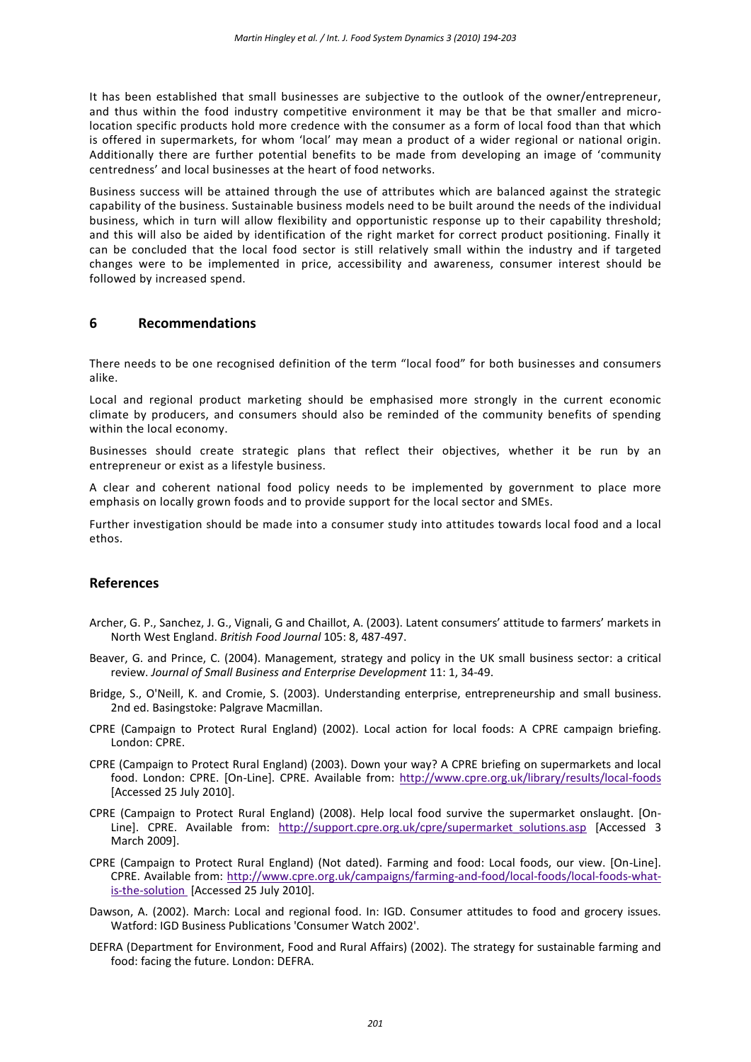It has been established that small businesses are subjective to the outlook of the owner/entrepreneur, and thus within the food industry competitive environment it may be that be that smaller and micro-location specific products hold more credence with the consumer as a form of local food than that which is offered in supermarkets, for whom 'local' may mean a product of a wider regional or national origin. Additionally there are further potential benefits to be made from developing an image of 'community centredness' and local businesses at the heart of food networks.

Business success will be attained through the use of attributes which are balanced against the strategic capability of the business. Sustainable business models need to be built around the needs of the individual business, which in turn will allow flexibility and opportunistic response up to their capability threshold; and this will also be aided by identification of the right market for correct product positioning. Finally it can be concluded that the local food sector is still relatively small within the industry and if targeted changes were to be implemented in price, accessibility and awareness, consumer interest should be followed by increased spend.

## 6 Recommendations

There needs to be one recognised definition of the term "local food" for both businesses and consumers alike.

Local and regional product marketing should be emphasised more strongly in the current economic climate by producers, and consumers should also be reminded of the community benefits of spending within the local economy.

Businesses should create strategic plans that reflect their objectives, whether it be run by an entrepreneur or exist as a lifestyle business.

A clear and coherent national food policy needs to be implemented by government to place more emphasis on locally grown foods and to provide support for the local sector and SMEs.

Further investigation should be made into a consumer study into attitudes towards local food and a local ethos.

## References

Archer, G. P., Sanchez, J. G., Vignali, G and Chaillot, A. (2003). Latent consumers' attitude to farmers' markets in North West England. *British Food Journal* 105: 8, 487-497.

Beaver, G. and Prince, C. (2004). Management, strategy and policy in the UK small business sector: a critical review. *Journal of Small Business and Enterprise Development* 11: 1, 34-49.

Bridge, S., O'Neill, K. and Cromie, S. (2003). Understanding enterprise, entrepreneurship and small business. 2nd ed. Basingstoke: Palgrave Macmillan.

CPRE (Campaign to Protect Rural England) (2002). Local action for local foods: A CPRE campaign briefing. London: CPRE.

CPRE (Campaign to Protect Rural England) (2003). Down your way? A CPRE briefing on supermarkets and local food. London: CPRE. [On-Line]. CPRE. Available from: http://www.cpre.org.uk/library/results/local-foods [Accessed 25 July 2010].

CPRE (Campaign to Protect Rural England) (2008). Help local food survive the supermarket onslaught. [On-Line]. CPRE. Available from: http://support.cpre.org.uk/cpre/supermarket_solutions.asp [Accessed 3 March 2009].

CPRE (Campaign to Protect Rural England) (Not dated). Farming and food: Local foods, our view. [On-Line]. CPRE. Available from: http://www.cpre.org.uk/campaigns/farming-and-food/local-foods/local-foods-what-is-the-solution [Accessed 25 July 2010].

Dawson, A. (2002). March: Local and regional food. In: IGD. Consumer attitudes to food and grocery issues. Watford: IGD Business Publications 'Consumer Watch 2002'.

DEFRA (Department for Environment, Food and Rural Affairs) (2002). The strategy for sustainable farming and food: facing the future. London: DEFRA.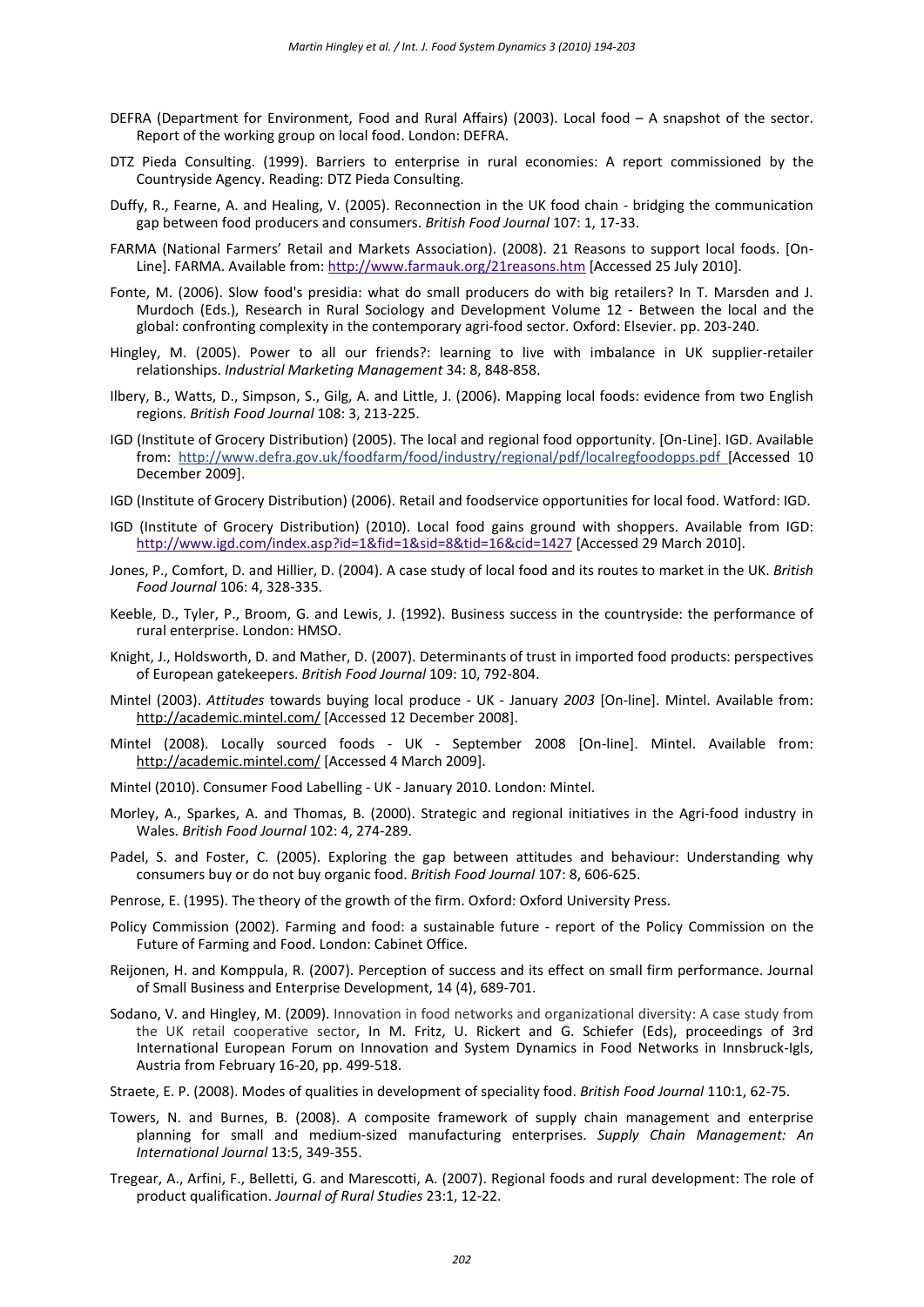DEFRA (Department for Environment, Food and Rural Affairs) (2003). Local food – A snapshot of the sector. Report of the working group on local food. London: DEFRA.

DTZ Pieda Consulting. (1999). Barriers to enterprise in rural economies: A report commissioned by the Countryside Agency. Reading: DTZ Pieda Consulting.

Duffy, R., Fearne, A. and Healing, V. (2005). Reconnection in the UK food chain - bridging the communication gap between food producers and consumers. *British Food Journal* 107: 1, 17-33.

FARMA (National Farmers' Retail and Markets Association). (2008). 21 Reasons to support local foods. [On-Line]. FARMA. Available from: http://www.farmauk.org/21reasons.htm [Accessed 25 July 2010].

Fonte, M. (2006). Slow food's presidia: what do small producers do with big retailers? In T. Marsden and J. Murdoch (Eds.), Research in Rural Sociology and Development Volume 12 - Between the local and the global: confronting complexity in the contemporary agri-food sector. Oxford: Elsevier. pp. 203-240.

Hingley, M. (2005). Power to all our friends?: learning to live with imbalance in UK supplier-retailer relationships. *Industrial Marketing Management* 34: 8, 848-858.

Ilbery, B., Watts, D., Simpson, S., Gilg, A. and Little, J. (2006). Mapping local foods: evidence from two English regions. *British Food Journal* 108: 3, 213-225.

IGD (Institute of Grocery Distribution) (2005). The local and regional food opportunity. [On-Line]. IGD. Available from: http://www.defra.gov.uk/foodfarm/food/industry/regional/pdf/localregfoodopps.pdf [Accessed 10 December 2009].

IGD (Institute of Grocery Distribution) (2006). Retail and foodservice opportunities for local food. Watford: IGD.

IGD (Institute of Grocery Distribution) (2010). Local food gains ground with shoppers. Available from IGD: http://www.igd.com/index.asp?id=1&fid=1&sid=8&tid=16&cid=1427 [Accessed 29 March 2010].

Jones, P., Comfort, D. and Hillier, D. (2004). A case study of local food and its routes to market in the UK. *British Food Journal* 106: 4, 328-335.

Keeble, D., Tyler, P., Broom, G. and Lewis, J. (1992). Business success in the countryside: the performance of rural enterprise. London: HMSO.

Knight, J., Holdsworth, D. and Mather, D. (2007). Determinants of trust in imported food products: perspectives of European gatekeepers. *British Food Journal* 109: 10, 792-804.

Mintel (2003). *Attitudes* towards buying local produce - UK - January *2003* [On-line]. Mintel. Available from: http://academic.mintel.com/ [Accessed 12 December 2008].

Mintel (2008). Locally sourced foods - UK - September 2008 [On-line]. Mintel. Available from: http://academic.mintel.com/ [Accessed 4 March 2009].

Mintel (2010). Consumer Food Labelling - UK - January 2010. London: Mintel.

Morley, A., Sparkes, A. and Thomas, B. (2000). Strategic and regional initiatives in the Agri-food industry in Wales. *British Food Journal* 102: 4, 274-289.

Padel, S. and Foster, C. (2005). Exploring the gap between attitudes and behaviour: Understanding why consumers buy or do not buy organic food. *British Food Journal* 107: 8, 606-625.

Penrose, E. (1995). The theory of the growth of the firm. Oxford: Oxford University Press.

Policy Commission (2002). Farming and food: a sustainable future - report of the Policy Commission on the Future of Farming and Food. London: Cabinet Office.

Reijonen, H. and Komppula, R. (2007). Perception of success and its effect on small firm performance. Journal of Small Business and Enterprise Development, 14 (4), 689-701.

Sodano, V. and Hingley, M. (2009). Innovation in food networks and organizational diversity: A case study from the UK retail cooperative sector, In M. Fritz, U. Rickert and G. Schiefer (Eds), proceedings of 3rd International European Forum on Innovation and System Dynamics in Food Networks in Innsbruck-Igls, Austria from February 16-20, pp. 499-518.

Straete, E. P. (2008). Modes of qualities in development of speciality food. *British Food Journal* 110:1, 62-75.

Towers, N. and Burnes, B. (2008). A composite framework of supply chain management and enterprise planning for small and medium-sized manufacturing enterprises. *Supply Chain Management: An International Journal* 13:5, 349-355.

Tregear, A., Arfini, F., Belletti, G. and Marescotti, A. (2007). Regional foods and rural development: The role of product qualification. *Journal of Rural Studies* 23:1, 12-22.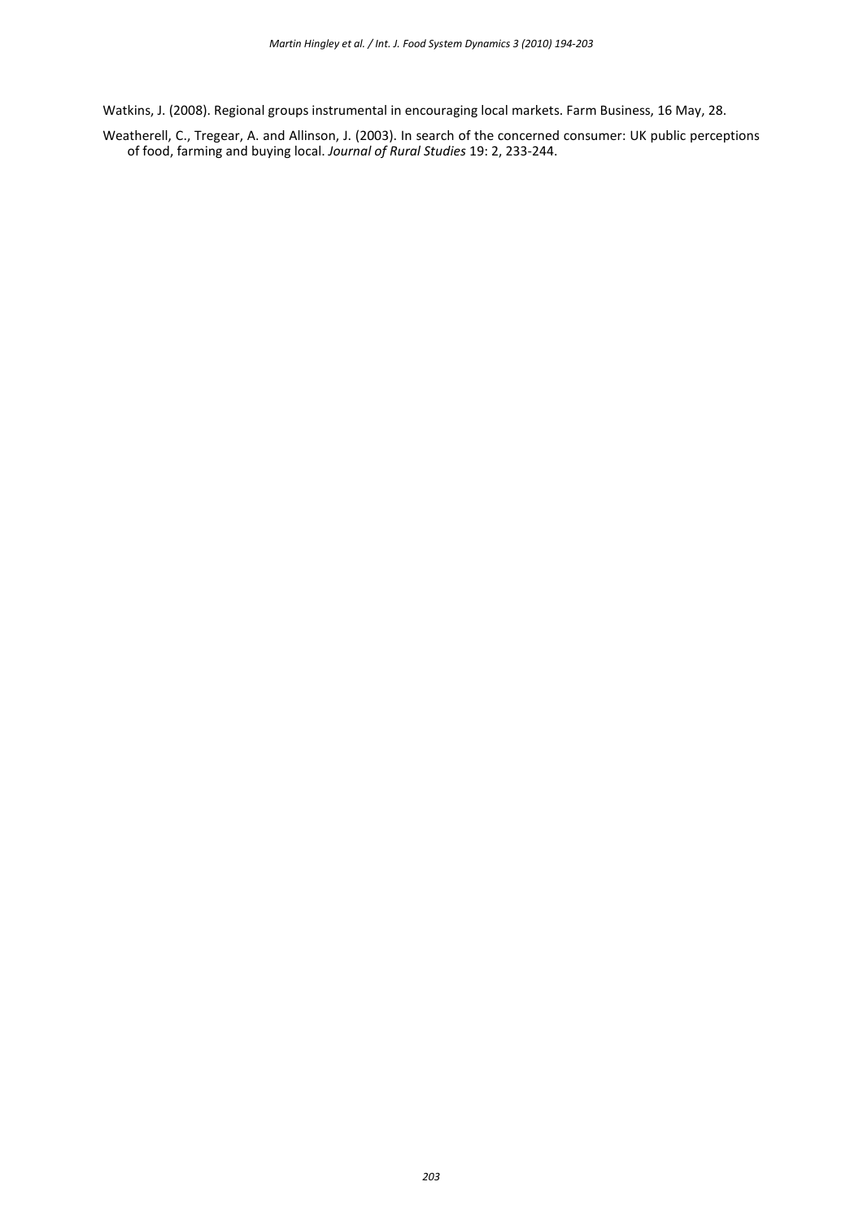Watkins, J. (2008). Regional groups instrumental in encouraging local markets. Farm Business, 16 May, 28.

Weatherell, C., Tregear, A. and Allinson, J. (2003). In search of the concerned consumer: UK public perceptions of food, farming and buying local. *Journal of Rural Studies* 19: 2, 233-244.